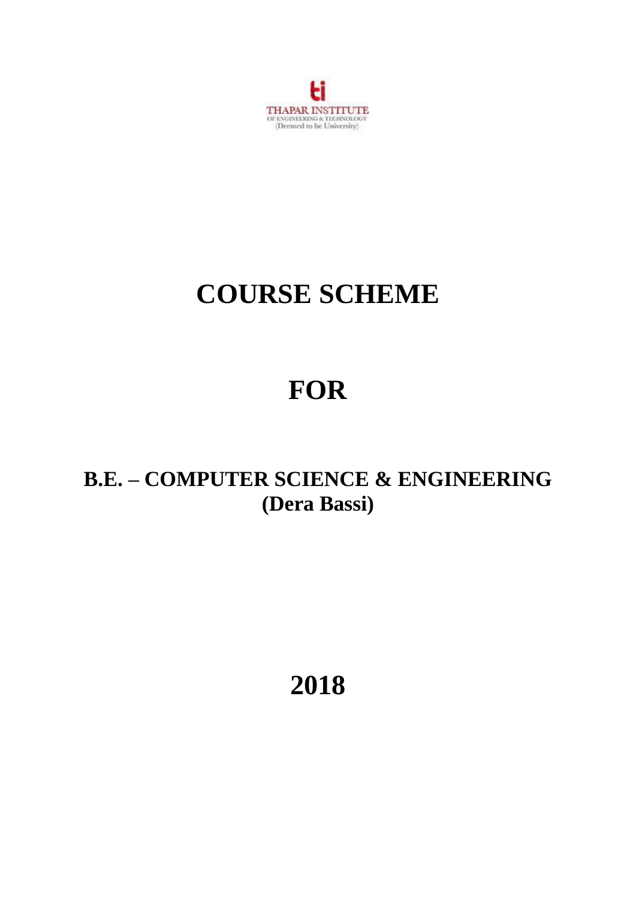THAPAR INSTITUTE
OF ENGINEERING & TECHNOLOGY
(Deemed to be University)

# COURSE SCHEME

# FOR

## B.E. – COMPUTER SCIENCE & ENGINEERING
## (Dera Bassi)

# 2018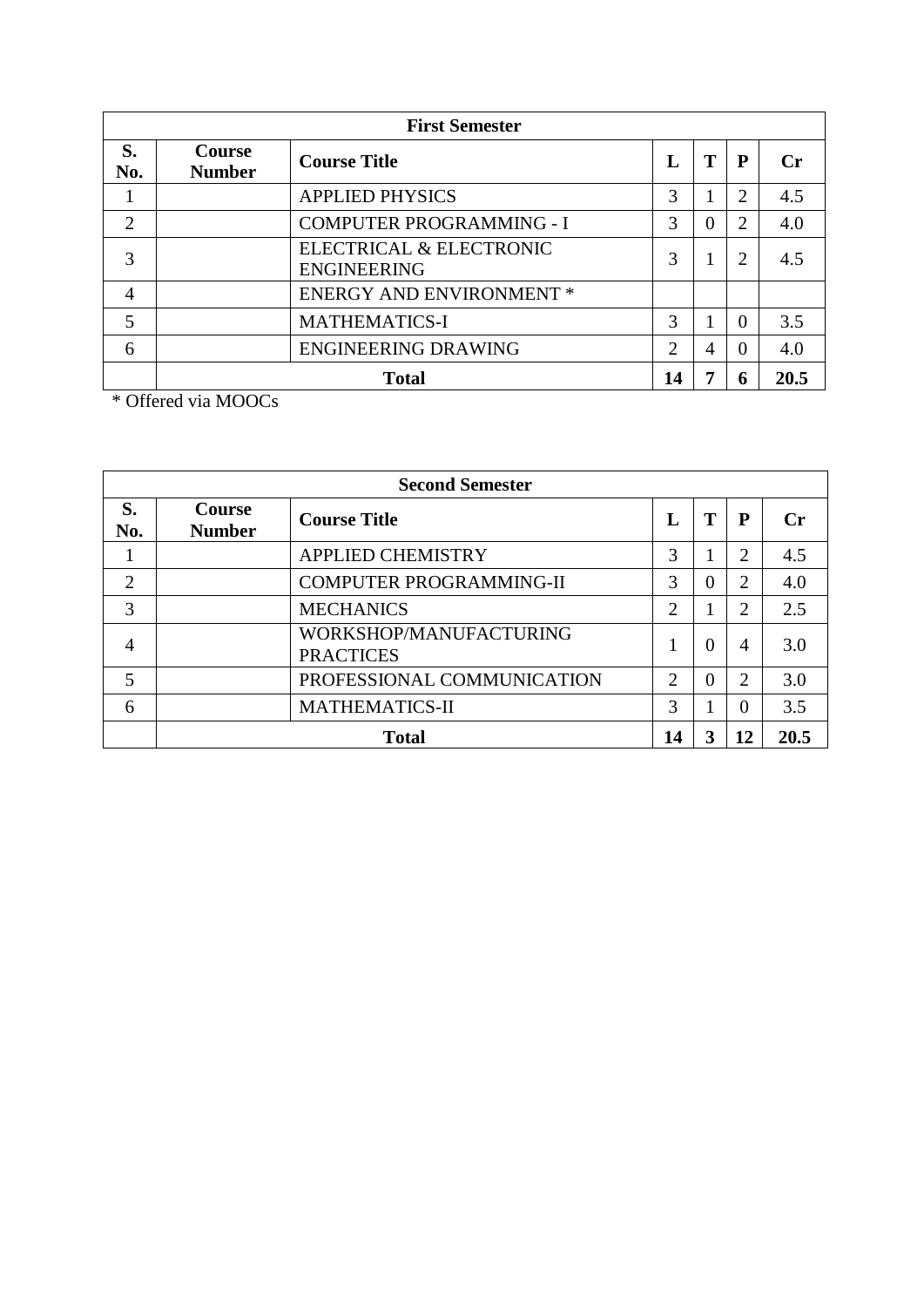| First Semester | | | | | | |
|---|---|---|---|---|---|---|
| **S. No.** | **Course Number** | **Course Title** | **L** | **T** | **P** | **Cr** |
| 1 | | APPLIED PHYSICS | 3 | 1 | 2 | 4.5 |
| 2 | | COMPUTER PROGRAMMING - I | 3 | 0 | 2 | 4.0 |
| 3 | | ELECTRICAL & ELECTRONIC ENGINEERING | 3 | 1 | 2 | 4.5 |
| 4 | | ENERGY AND ENVIRONMENT * | | | | |
| 5 | | MATHEMATICS-I | 3 | 1 | 0 | 3.5 |
| 6 | | ENGINEERING DRAWING | 2 | 4 | 0 | 4.0 |
| | **Total** | | **14** | **7** | **6** | **20.5** |

* Offered via MOOCs

| Second Semester | | | | | | |
|---|---|---|---|---|---|---|
| **S. No.** | **Course Number** | **Course Title** | **L** | **T** | **P** | **Cr** |
| 1 | | APPLIED CHEMISTRY | 3 | 1 | 2 | 4.5 |
| 2 | | COMPUTER PROGRAMMING-II | 3 | 0 | 2 | 4.0 |
| 3 | | MECHANICS | 2 | 1 | 2 | 2.5 |
| 4 | | WORKSHOP/MANUFACTURING PRACTICES | 1 | 0 | 4 | 3.0 |
| 5 | | PROFESSIONAL COMMUNICATION | 2 | 0 | 2 | 3.0 |
| 6 | | MATHEMATICS-II | 3 | 1 | 0 | 3.5 |
| | **Total** | | **14** | **3** | **12** | **20.5** |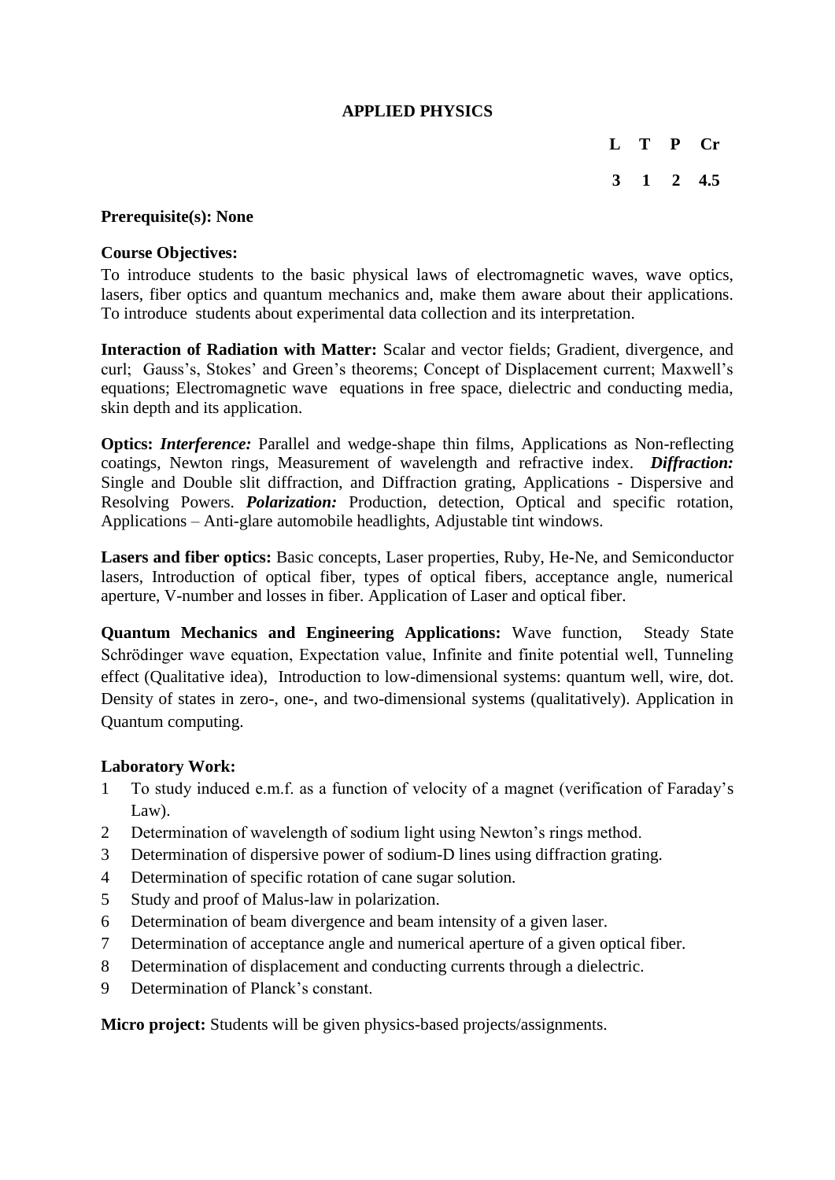# APPLIED PHYSICS

| L | T | P | Cr |
|---|---|---|---|
| 3 | 1 | 2 | 4.5 |

**Prerequisite(s): None**

**Course Objectives:**

To introduce students to the basic physical laws of electromagnetic waves, wave optics, lasers, fiber optics and quantum mechanics and, make them aware about their applications. To introduce students about experimental data collection and its interpretation.

**Interaction of Radiation with Matter:** Scalar and vector fields; Gradient, divergence, and curl; Gauss's, Stokes' and Green's theorems; Concept of Displacement current; Maxwell's equations; Electromagnetic wave equations in free space, dielectric and conducting media, skin depth and its application.

**Optics:** ***Interference:*** Parallel and wedge-shape thin films, Applications as Non-reflecting coatings, Newton rings, Measurement of wavelength and refractive index. ***Diffraction:*** Single and Double slit diffraction, and Diffraction grating, Applications - Dispersive and Resolving Powers. ***Polarization:*** Production, detection, Optical and specific rotation, Applications – Anti-glare automobile headlights, Adjustable tint windows.

**Lasers and fiber optics:** Basic concepts, Laser properties, Ruby, He-Ne, and Semiconductor lasers, Introduction of optical fiber, types of optical fibers, acceptance angle, numerical aperture, V-number and losses in fiber. Application of Laser and optical fiber.

**Quantum Mechanics and Engineering Applications:** Wave function, Steady State Schrödinger wave equation, Expectation value, Infinite and finite potential well, Tunneling effect (Qualitative idea), Introduction to low-dimensional systems: quantum well, wire, dot. Density of states in zero-, one-, and two-dimensional systems (qualitatively). Application in Quantum computing.

**Laboratory Work:**

1. To study induced e.m.f. as a function of velocity of a magnet (verification of Faraday's Law).
2. Determination of wavelength of sodium light using Newton's rings method.
3. Determination of dispersive power of sodium-D lines using diffraction grating.
4. Determination of specific rotation of cane sugar solution.
5. Study and proof of Malus-law in polarization.
6. Determination of beam divergence and beam intensity of a given laser.
7. Determination of acceptance angle and numerical aperture of a given optical fiber.
8. Determination of displacement and conducting currents through a dielectric.
9. Determination of Planck's constant.

**Micro project:** Students will be given physics-based projects/assignments.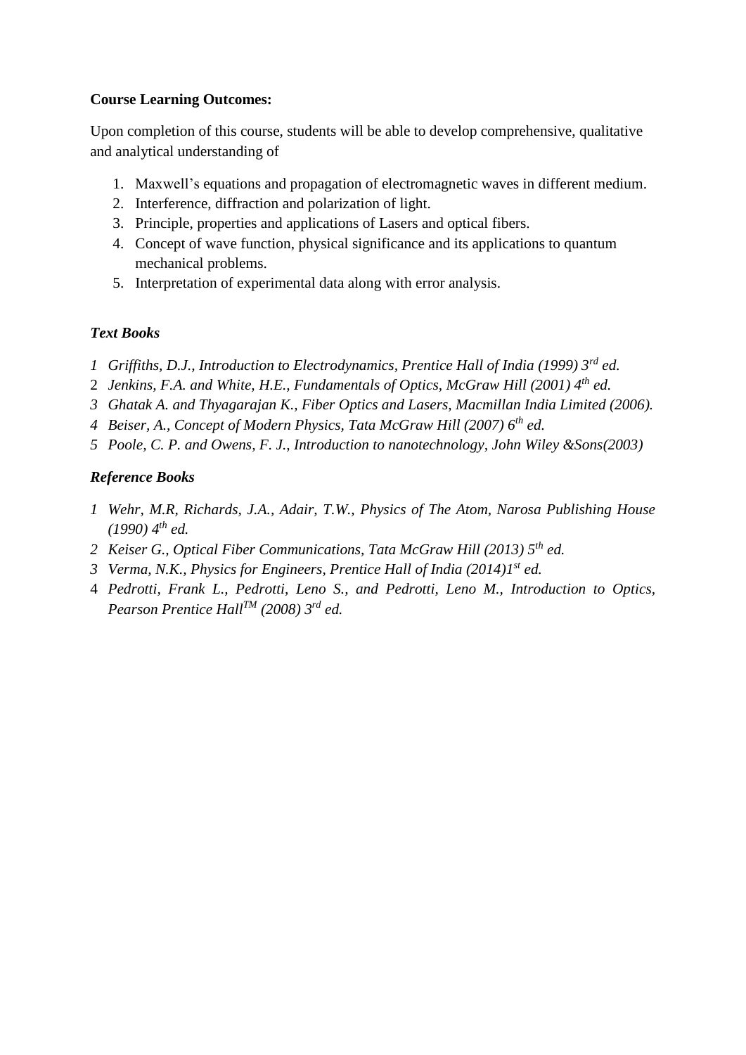**Course Learning Outcomes:**

Upon completion of this course, students will be able to develop comprehensive, qualitative and analytical understanding of

1. Maxwell's equations and propagation of electromagnetic waves in different medium.
2. Interference, diffraction and polarization of light.
3. Principle, properties and applications of Lasers and optical fibers.
4. Concept of wave function, physical significance and its applications to quantum mechanical problems.
5. Interpretation of experimental data along with error analysis.

***Text Books***

1 *Griffiths, D.J., Introduction to Electrodynamics, Prentice Hall of India (1999) 3rd ed.*
2 *Jenkins, F.A. and White, H.E., Fundamentals of Optics, McGraw Hill (2001) 4th ed.*
3 *Ghatak A. and Thyagarajan K., Fiber Optics and Lasers, Macmillan India Limited (2006).*
4 *Beiser, A., Concept of Modern Physics, Tata McGraw Hill (2007) 6th ed.*
5 *Poole, C. P. and Owens, F. J., Introduction to nanotechnology, John Wiley &Sons(2003)*

***Reference Books***

1 *Wehr, M.R, Richards, J.A., Adair, T.W., Physics of The Atom, Narosa Publishing House (1990) 4th ed.*
2 *Keiser G., Optical Fiber Communications, Tata McGraw Hill (2013) 5th ed.*
3 *Verma, N.K., Physics for Engineers, Prentice Hall of India (2014)1st ed.*
4 *Pedrotti, Frank L., Pedrotti, Leno S., and Pedrotti, Leno M., Introduction to Optics, Pearson Prentice HallTM (2008) 3rd ed.*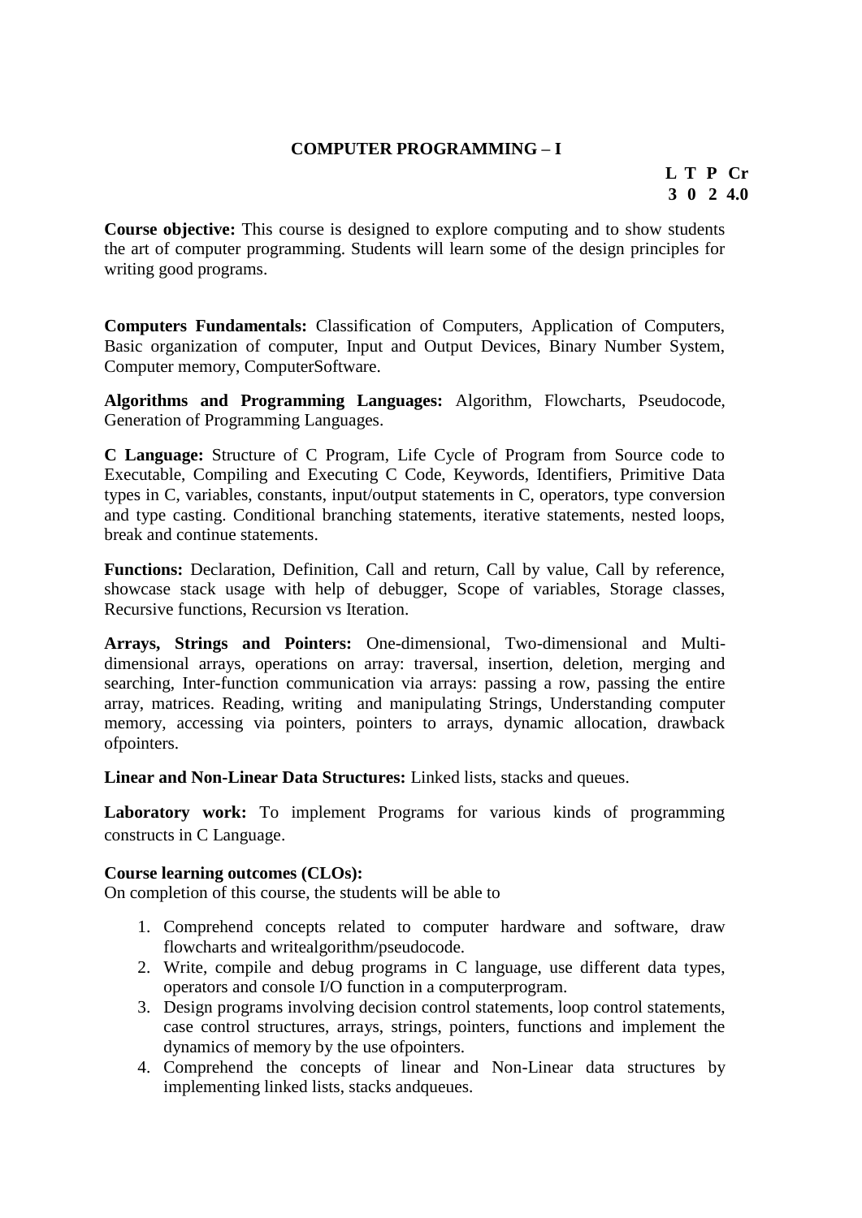## COMPUTER PROGRAMMING – I

| L | T | P | Cr |
|---|---|---|---|
| 3 | 0 | 2 | 4.0 |

**Course objective:** This course is designed to explore computing and to show students the art of computer programming. Students will learn some of the design principles for writing good programs.

**Computers Fundamentals:** Classification of Computers, Application of Computers, Basic organization of computer, Input and Output Devices, Binary Number System, Computer memory, ComputerSoftware.

**Algorithms and Programming Languages:** Algorithm, Flowcharts, Pseudocode, Generation of Programming Languages.

**C Language:** Structure of C Program, Life Cycle of Program from Source code to Executable, Compiling and Executing C Code, Keywords, Identifiers, Primitive Data types in C, variables, constants, input/output statements in C, operators, type conversion and type casting. Conditional branching statements, iterative statements, nested loops, break and continue statements.

**Functions:** Declaration, Definition, Call and return, Call by value, Call by reference, showcase stack usage with help of debugger, Scope of variables, Storage classes, Recursive functions, Recursion vs Iteration.

**Arrays, Strings and Pointers:** One-dimensional, Two-dimensional and Multi-dimensional arrays, operations on array: traversal, insertion, deletion, merging and searching, Inter-function communication via arrays: passing a row, passing the entire array, matrices. Reading, writing and manipulating Strings, Understanding computer memory, accessing via pointers, pointers to arrays, dynamic allocation, drawback ofpointers.

**Linear and Non-Linear Data Structures:** Linked lists, stacks and queues.

**Laboratory work:** To implement Programs for various kinds of programming constructs in C Language.

**Course learning outcomes (CLOs):**
On completion of this course, the students will be able to

1. Comprehend concepts related to computer hardware and software, draw flowcharts and writealgorithm/pseudocode.
2. Write, compile and debug programs in C language, use different data types, operators and console I/O function in a computerprogram.
3. Design programs involving decision control statements, loop control statements, case control structures, arrays, strings, pointers, functions and implement the dynamics of memory by the use ofpointers.
4. Comprehend the concepts of linear and Non-Linear data structures by implementing linked lists, stacks andqueues.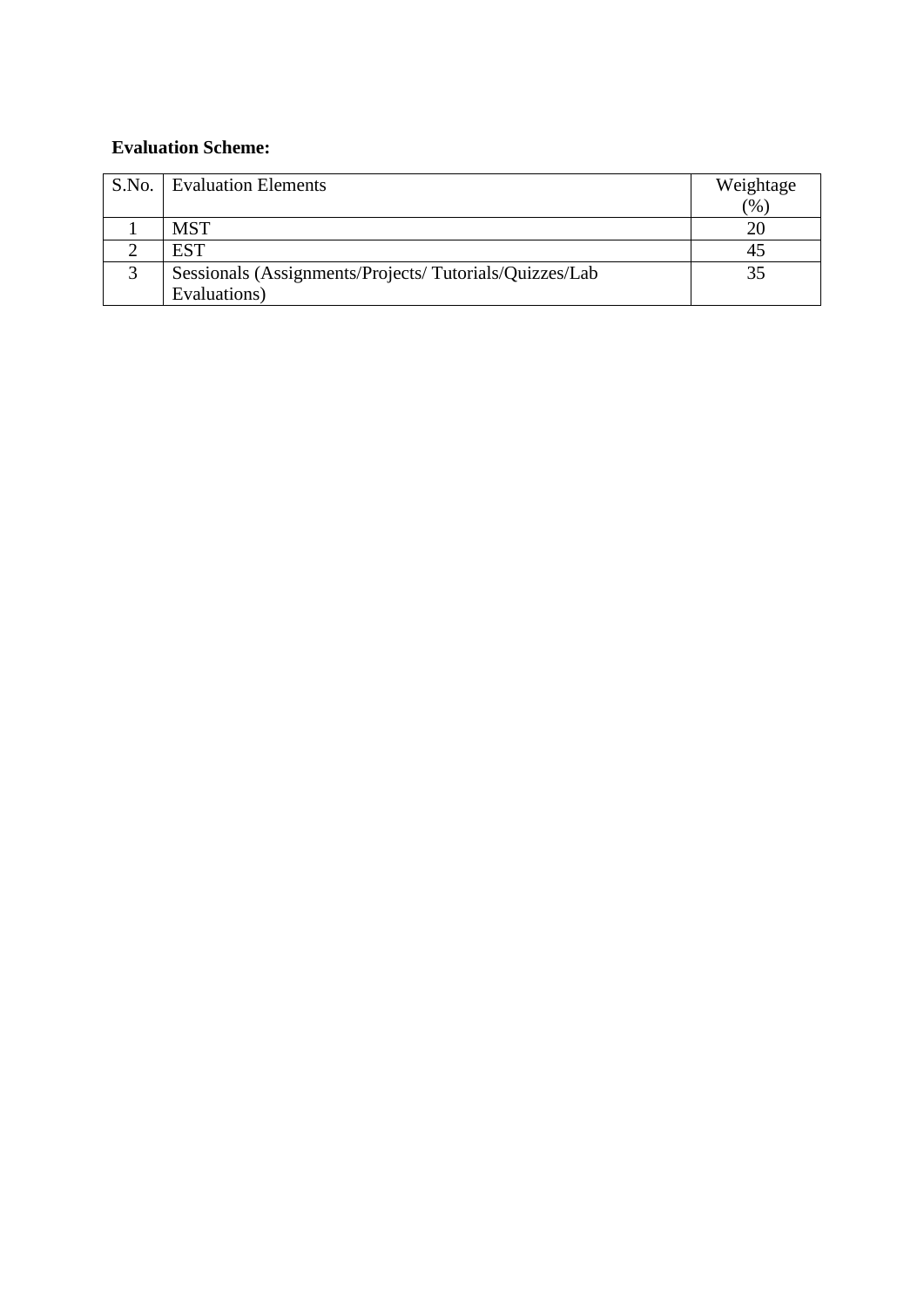**Evaluation Scheme:**

| S.No. | Evaluation Elements | Weightage (%) |
|---|---|---|
| 1 | MST | 20 |
| 2 | EST | 45 |
| 3 | Sessionals (Assignments/Projects/ Tutorials/Quizzes/Lab Evaluations) | 35 |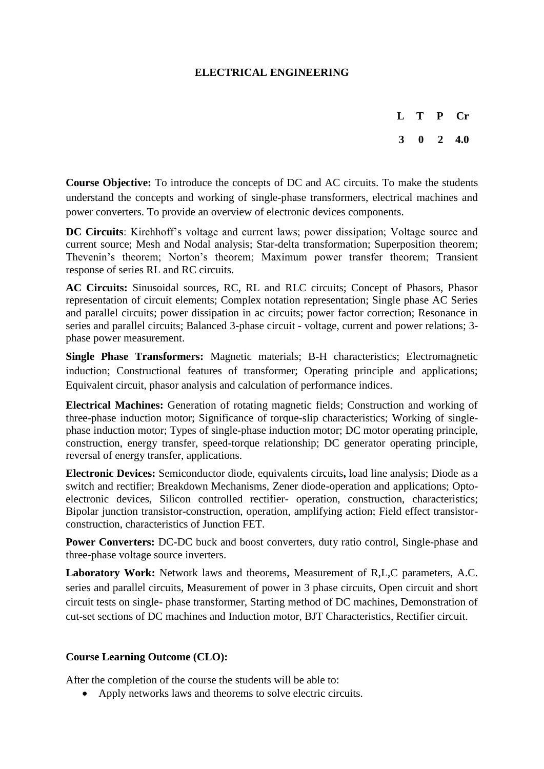# ELECTRICAL ENGINEERING

| L | T | P | Cr |
|---|---|---|---|
| 3 | 0 | 2 | 4.0 |

**Course Objective:** To introduce the concepts of DC and AC circuits. To make the students understand the concepts and working of single-phase transformers, electrical machines and power converters. To provide an overview of electronic devices components.

**DC Circuits**: Kirchhoff's voltage and current laws; power dissipation; Voltage source and current source; Mesh and Nodal analysis; Star-delta transformation; Superposition theorem; Thevenin's theorem; Norton's theorem; Maximum power transfer theorem; Transient response of series RL and RC circuits.

**AC Circuits:** Sinusoidal sources, RC, RL and RLC circuits; Concept of Phasors, Phasor representation of circuit elements; Complex notation representation; Single phase AC Series and parallel circuits; power dissipation in ac circuits; power factor correction; Resonance in series and parallel circuits; Balanced 3-phase circuit - voltage, current and power relations; 3-phase power measurement.

**Single Phase Transformers:** Magnetic materials; B-H characteristics; Electromagnetic induction; Constructional features of transformer; Operating principle and applications; Equivalent circuit, phasor analysis and calculation of performance indices.

**Electrical Machines:** Generation of rotating magnetic fields; Construction and working of three-phase induction motor; Significance of torque-slip characteristics; Working of single-phase induction motor; Types of single-phase induction motor; DC motor operating principle, construction, energy transfer, speed-torque relationship; DC generator operating principle, reversal of energy transfer, applications.

**Electronic Devices:** Semiconductor diode, equivalents circuits**,** load line analysis; Diode as a switch and rectifier; Breakdown Mechanisms, Zener diode-operation and applications; Opto-electronic devices, Silicon controlled rectifier- operation, construction, characteristics; Bipolar junction transistor-construction, operation, amplifying action; Field effect transistor-construction, characteristics of Junction FET.

**Power Converters:** DC-DC buck and boost converters, duty ratio control, Single-phase and three-phase voltage source inverters.

**Laboratory Work:** Network laws and theorems, Measurement of R,L,C parameters, A.C. series and parallel circuits, Measurement of power in 3 phase circuits, Open circuit and short circuit tests on single- phase transformer, Starting method of DC machines, Demonstration of cut-set sections of DC machines and Induction motor, BJT Characteristics, Rectifier circuit.

**Course Learning Outcome (CLO):**

After the completion of the course the students will be able to:

- Apply networks laws and theorems to solve electric circuits.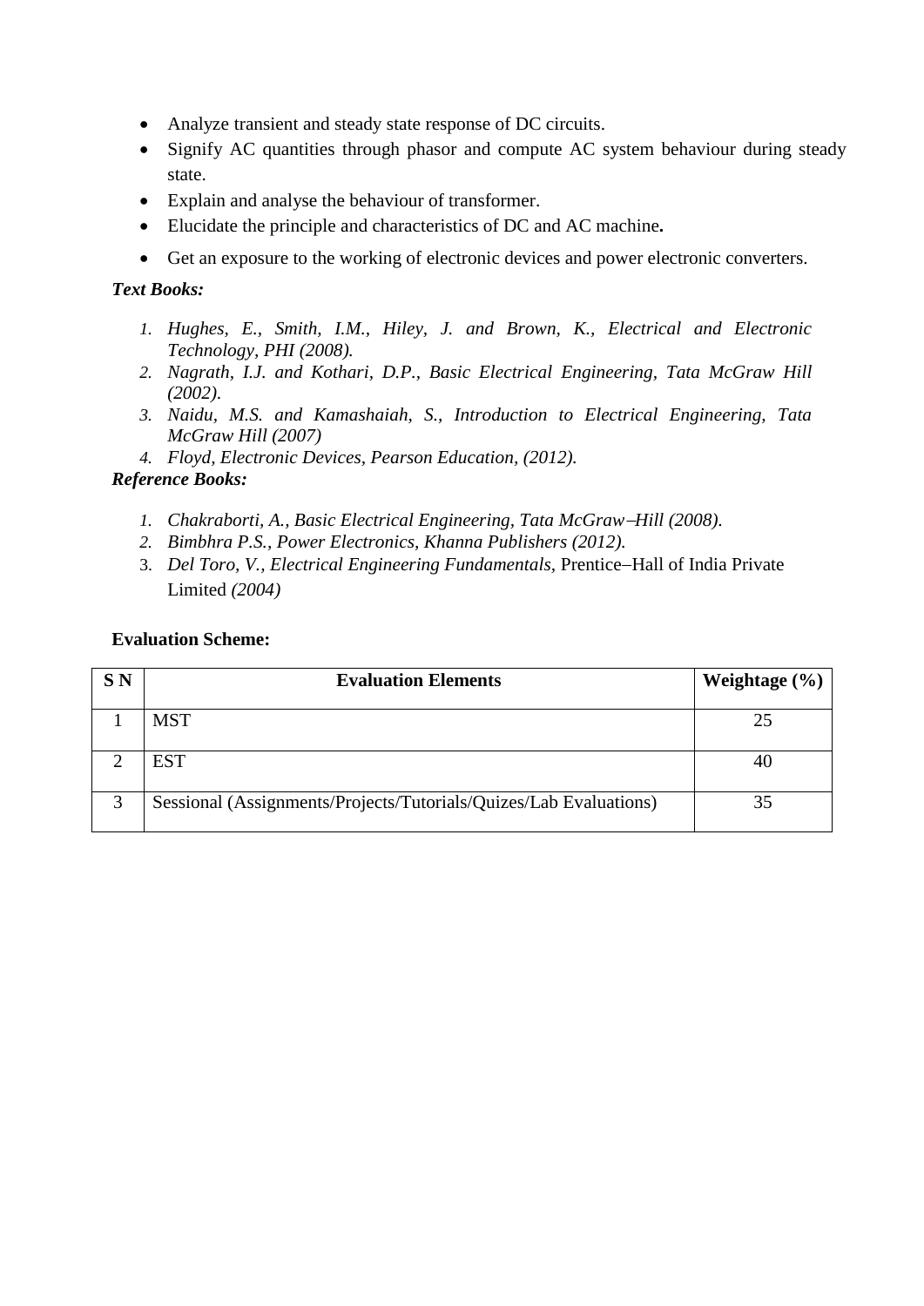- Analyze transient and steady state response of DC circuits.
- Signify AC quantities through phasor and compute AC system behaviour during steady state.
- Explain and analyse the behaviour of transformer.
- Elucidate the principle and characteristics of DC and AC machine**.**
- Get an exposure to the working of electronic devices and power electronic converters.

***Text Books:***

1. *Hughes, E., Smith, I.M., Hiley, J. and Brown, K., Electrical and Electronic Technology, PHI (2008).*
2. *Nagrath, I.J. and Kothari, D.P., Basic Electrical Engineering, Tata McGraw Hill (2002).*
3. *Naidu, M.S. and Kamashaiah, S., Introduction to Electrical Engineering, Tata McGraw Hill (2007)*
4. *Floyd, Electronic Devices, Pearson Education, (2012).*

***Reference Books:***

1. *Chakraborti, A., Basic Electrical Engineering, Tata McGraw–Hill (2008).*
2. *Bimbhra P.S., Power Electronics, Khanna Publishers (2012).*
3. *Del Toro, V., Electrical Engineering Fundamentals*, Prentice–Hall of India Private Limited *(2004)*

**Evaluation Scheme:**

| S N | Evaluation Elements | Weightage (%) |
|---|---|---|
| 1 | MST | 25 |
| 2 | EST | 40 |
| 3 | Sessional (Assignments/Projects/Tutorials/Quizes/Lab Evaluations) | 35 |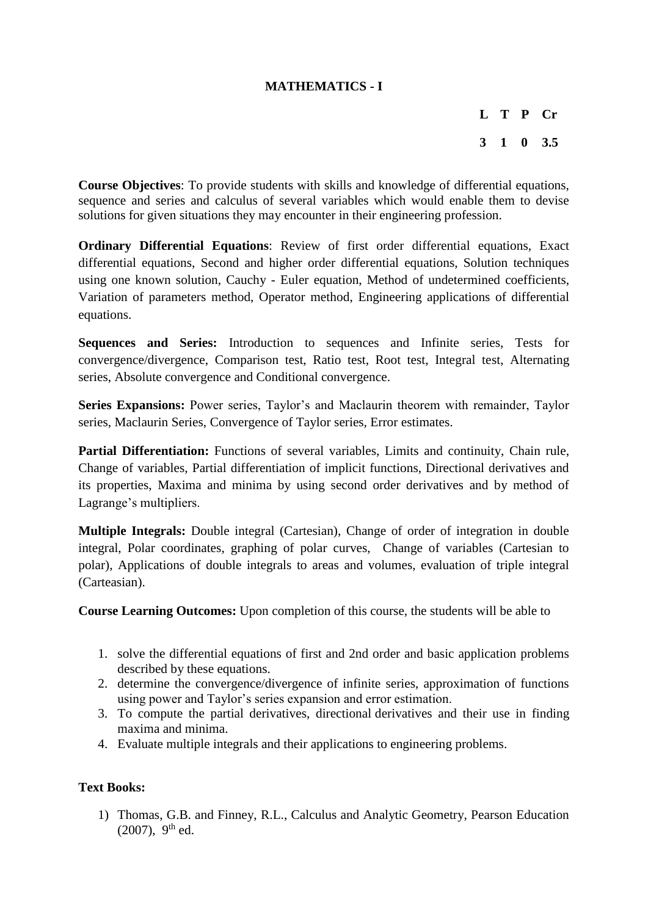# MATHEMATICS - I

| L | T | P | Cr |
|---|---|---|---|
| 3 | 1 | 0 | 3.5 |

**Course Objectives**: To provide students with skills and knowledge of differential equations, sequence and series and calculus of several variables which would enable them to devise solutions for given situations they may encounter in their engineering profession.

**Ordinary Differential Equations**: Review of first order differential equations, Exact differential equations, Second and higher order differential equations, Solution techniques using one known solution, Cauchy - Euler equation, Method of undetermined coefficients, Variation of parameters method, Operator method, Engineering applications of differential equations.

**Sequences and Series:** Introduction to sequences and Infinite series, Tests for convergence/divergence, Comparison test, Ratio test, Root test, Integral test, Alternating series, Absolute convergence and Conditional convergence.

**Series Expansions:** Power series, Taylor's and Maclaurin theorem with remainder, Taylor series, Maclaurin Series, Convergence of Taylor series, Error estimates.

**Partial Differentiation:** Functions of several variables, Limits and continuity, Chain rule, Change of variables, Partial differentiation of implicit functions, Directional derivatives and its properties, Maxima and minima by using second order derivatives and by method of Lagrange's multipliers.

**Multiple Integrals:** Double integral (Cartesian), Change of order of integration in double integral, Polar coordinates, graphing of polar curves, Change of variables (Cartesian to polar), Applications of double integrals to areas and volumes, evaluation of triple integral (Carteasian).

**Course Learning Outcomes:** Upon completion of this course, the students will be able to

1. solve the differential equations of first and 2nd order and basic application problems described by these equations.
2. determine the convergence/divergence of infinite series, approximation of functions using power and Taylor's series expansion and error estimation.
3. To compute the partial derivatives, directional derivatives and their use in finding maxima and minima.
4. Evaluate multiple integrals and their applications to engineering problems.

**Text Books:**

1) Thomas, G.B. and Finney, R.L., Calculus and Analytic Geometry, Pearson Education (2007), 9th ed.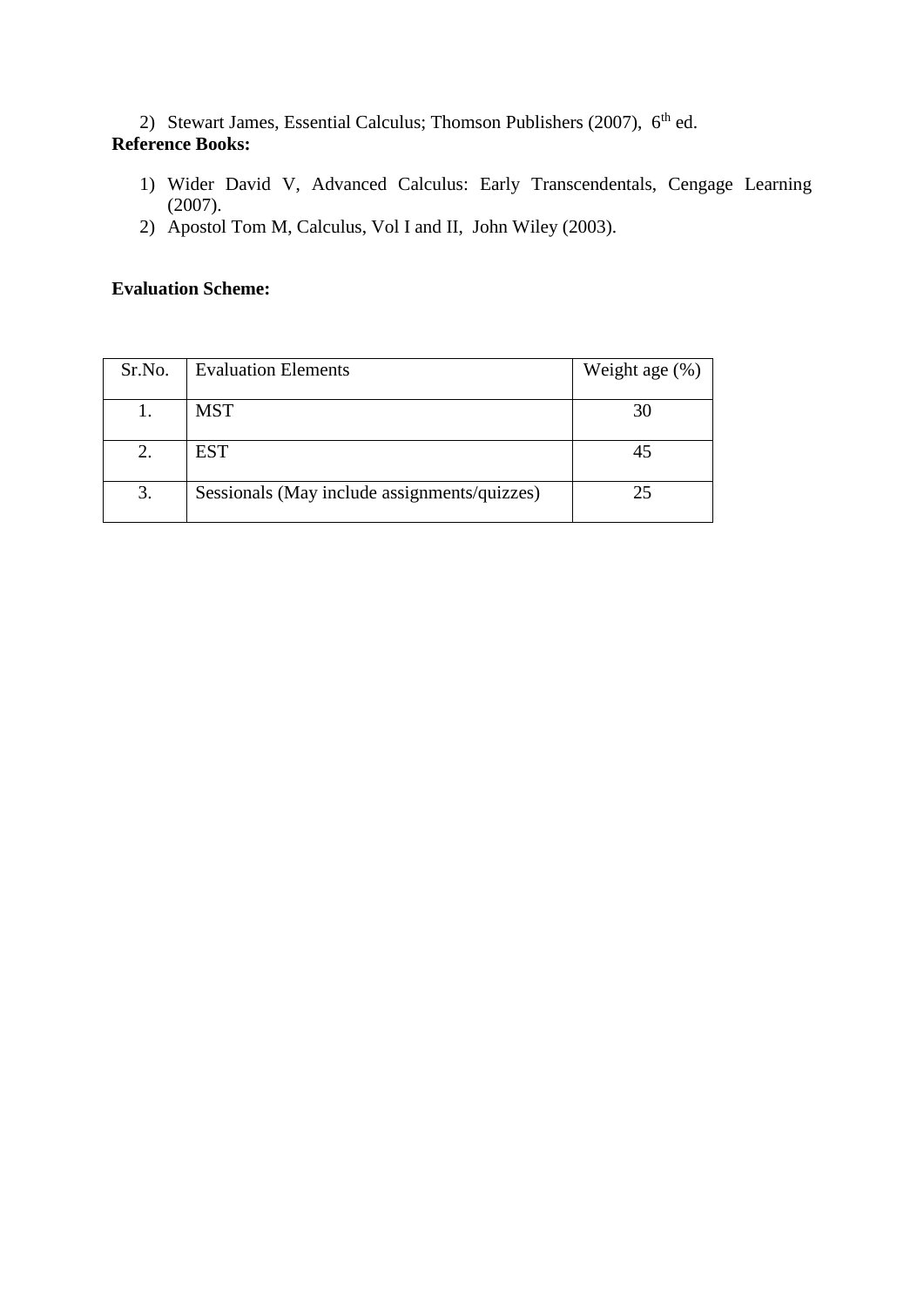2) Stewart James, Essential Calculus; Thomson Publishers (2007), $6^{th}$ ed.

**Reference Books:**

1) Wider David V, Advanced Calculus: Early Transcendentals, Cengage Learning (2007).
2) Apostol Tom M, Calculus, Vol I and II, John Wiley (2003).

**Evaluation Scheme:**

| Sr.No. | Evaluation Elements | Weight age (%) |
|---|---|---|
| 1. | MST | 30 |
| 2. | EST | 45 |
| 3. | Sessionals (May include assignments/quizzes) | 25 |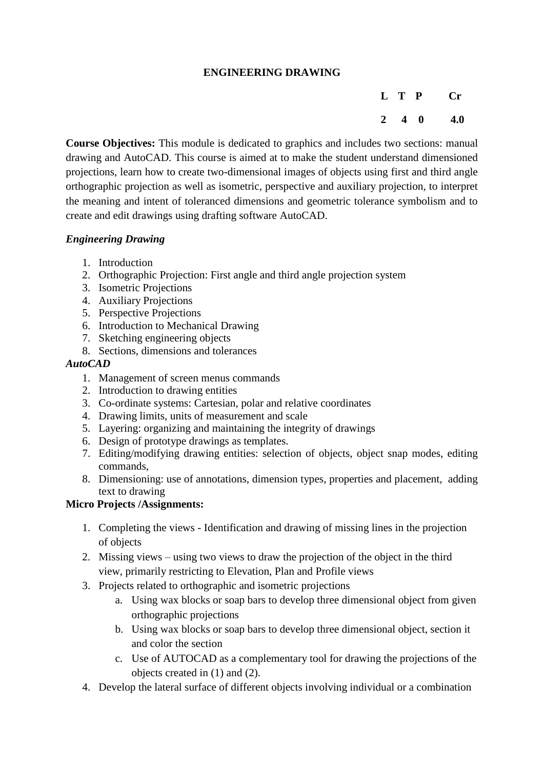# ENGINEERING DRAWING

| L | T | P | Cr |
|---|---|---|---|
| 2 | 4 | 0 | 4.0 |

**Course Objectives:** This module is dedicated to graphics and includes two sections: manual drawing and AutoCAD. This course is aimed at to make the student understand dimensioned projections, learn how to create two-dimensional images of objects using first and third angle orthographic projection as well as isometric, perspective and auxiliary projection, to interpret the meaning and intent of toleranced dimensions and geometric tolerance symbolism and to create and edit drawings using drafting software AutoCAD.

***Engineering Drawing***

1. Introduction
2. Orthographic Projection: First angle and third angle projection system
3. Isometric Projections
4. Auxiliary Projections
5. Perspective Projections
6. Introduction to Mechanical Drawing
7. Sketching engineering objects
8. Sections, dimensions and tolerances

***AutoCAD***

1. Management of screen menus commands
2. Introduction to drawing entities
3. Co-ordinate systems: Cartesian, polar and relative coordinates
4. Drawing limits, units of measurement and scale
5. Layering: organizing and maintaining the integrity of drawings
6. Design of prototype drawings as templates.
7. Editing/modifying drawing entities: selection of objects, object snap modes, editing commands,
8. Dimensioning: use of annotations, dimension types, properties and placement, adding text to drawing

**Micro Projects /Assignments:**

1. Completing the views - Identification and drawing of missing lines in the projection of objects
2. Missing views – using two views to draw the projection of the object in the third view, primarily restricting to Elevation, Plan and Profile views
3. Projects related to orthographic and isometric projections
   a. Using wax blocks or soap bars to develop three dimensional object from given orthographic projections
   b. Using wax blocks or soap bars to develop three dimensional object, section it and color the section
   c. Use of AUTOCAD as a complementary tool for drawing the projections of the objects created in (1) and (2).
4. Develop the lateral surface of different objects involving individual or a combination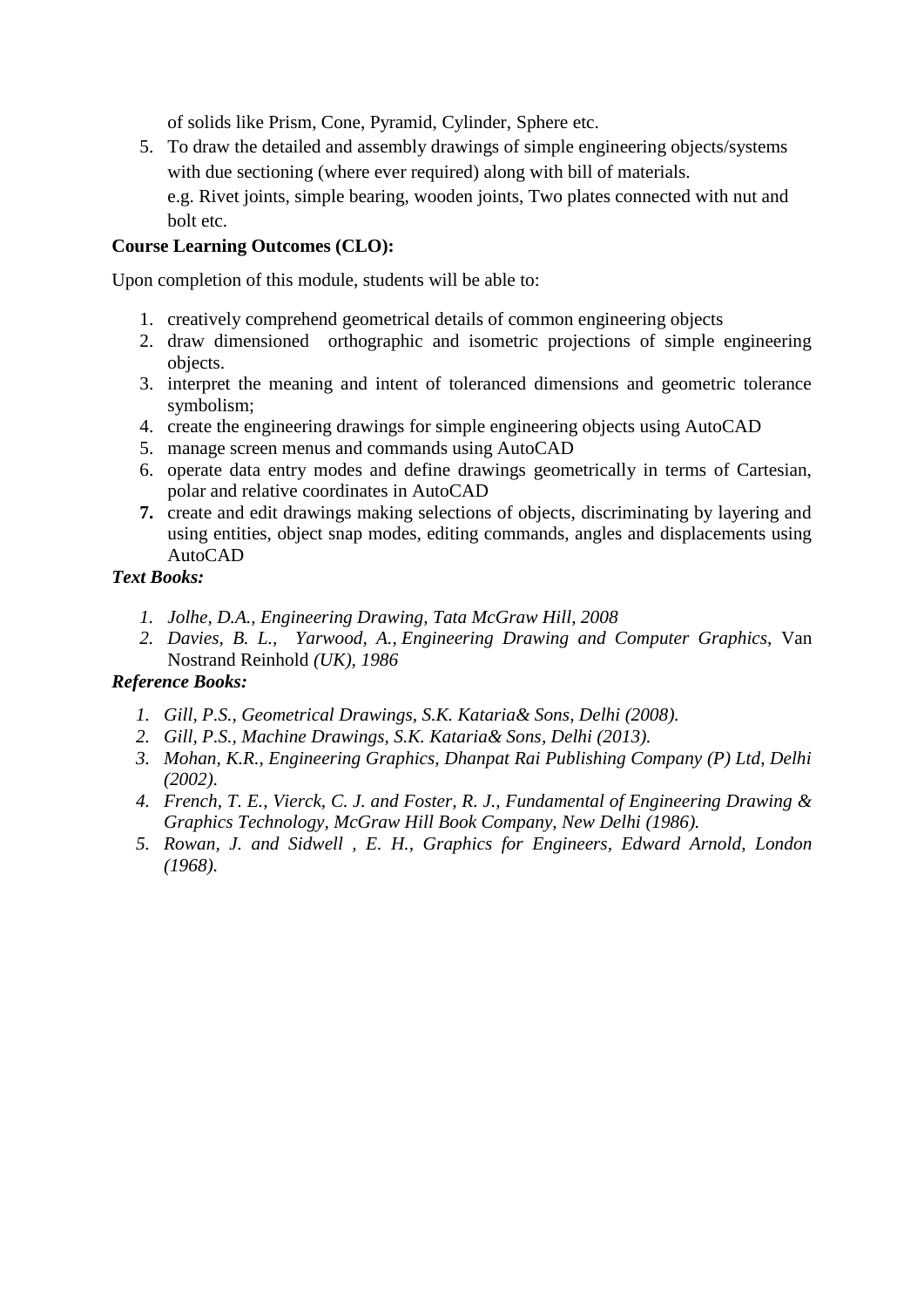of solids like Prism, Cone, Pyramid, Cylinder, Sphere etc.

5. To draw the detailed and assembly drawings of simple engineering objects/systems with due sectioning (where ever required) along with bill of materials.
   e.g. Rivet joints, simple bearing, wooden joints, Two plates connected with nut and bolt etc.

**Course Learning Outcomes (CLO):**

Upon completion of this module, students will be able to:

1. creatively comprehend geometrical details of common engineering objects
2. draw dimensioned orthographic and isometric projections of simple engineering objects.
3. interpret the meaning and intent of toleranced dimensions and geometric tolerance symbolism;
4. create the engineering drawings for simple engineering objects using AutoCAD
5. manage screen menus and commands using AutoCAD
6. operate data entry modes and define drawings geometrically in terms of Cartesian, polar and relative coordinates in AutoCAD
7. create and edit drawings making selections of objects, discriminating by layering and using entities, object snap modes, editing commands, angles and displacements using AutoCAD

***Text Books:***

1. *Jolhe, D.A., Engineering Drawing, Tata McGraw Hill, 2008*
2. *Davies, B. L., Yarwood, A., Engineering Drawing and Computer Graphics,* Van Nostrand Reinhold *(UK), 1986*

***Reference Books:***

1. *Gill, P.S., Geometrical Drawings, S.K. Kataria& Sons, Delhi (2008).*
2. *Gill, P.S., Machine Drawings, S.K. Kataria& Sons, Delhi (2013).*
3. *Mohan, K.R., Engineering Graphics, Dhanpat Rai Publishing Company (P) Ltd, Delhi (2002).*
4. *French, T. E., Vierck, C. J. and Foster, R. J., Fundamental of Engineering Drawing & Graphics Technology, McGraw Hill Book Company, New Delhi (1986).*
5. *Rowan, J. and Sidwell , E. H., Graphics for Engineers, Edward Arnold, London (1968).*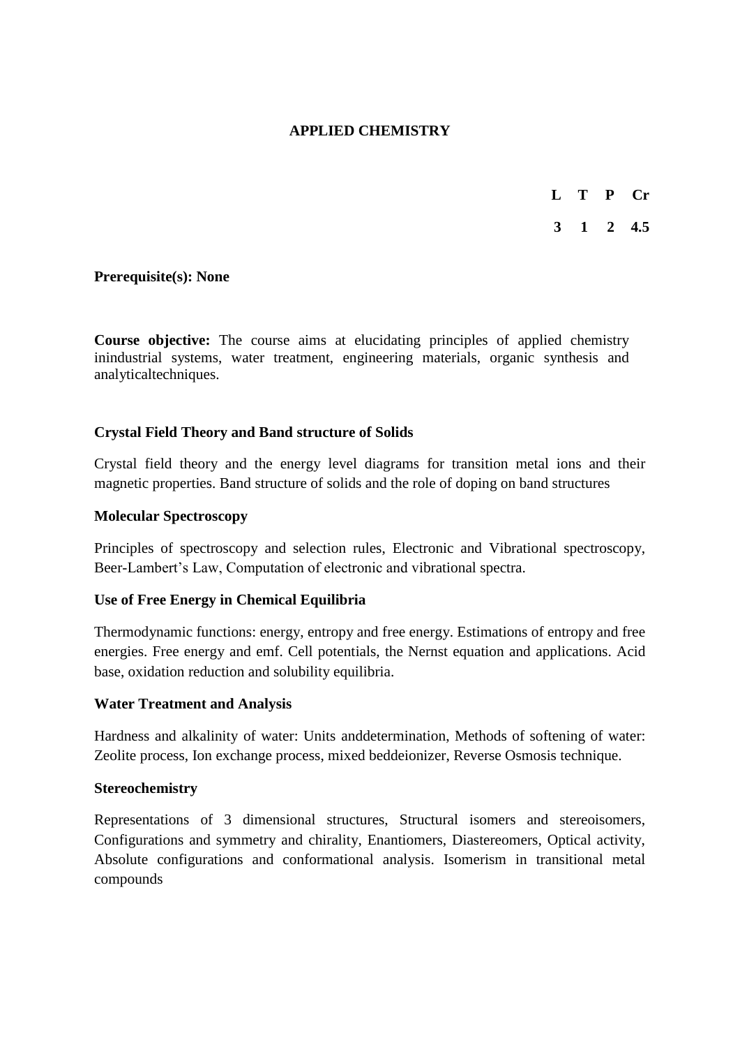# APPLIED CHEMISTRY

| L | T | P | Cr |
|---|---|---|---|
| 3 | 1 | 2 | 4.5 |

**Prerequisite(s): None**

**Course objective:** The course aims at elucidating principles of applied chemistry inindustrial systems, water treatment, engineering materials, organic synthesis and analyticaltechniques.

**Crystal Field Theory and Band structure of Solids**

Crystal field theory and the energy level diagrams for transition metal ions and their magnetic properties. Band structure of solids and the role of doping on band structures

**Molecular Spectroscopy**

Principles of spectroscopy and selection rules, Electronic and Vibrational spectroscopy, Beer-Lambert's Law, Computation of electronic and vibrational spectra.

**Use of Free Energy in Chemical Equilibria**

Thermodynamic functions: energy, entropy and free energy. Estimations of entropy and free energies. Free energy and emf. Cell potentials, the Nernst equation and applications. Acid base, oxidation reduction and solubility equilibria.

**Water Treatment and Analysis**

Hardness and alkalinity of water: Units anddetermination, Methods of softening of water: Zeolite process, Ion exchange process, mixed beddeionizer, Reverse Osmosis technique.

**Stereochemistry**

Representations of 3 dimensional structures, Structural isomers and stereoisomers, Configurations and symmetry and chirality, Enantiomers, Diastereomers, Optical activity, Absolute configurations and conformational analysis. Isomerism in transitional metal compounds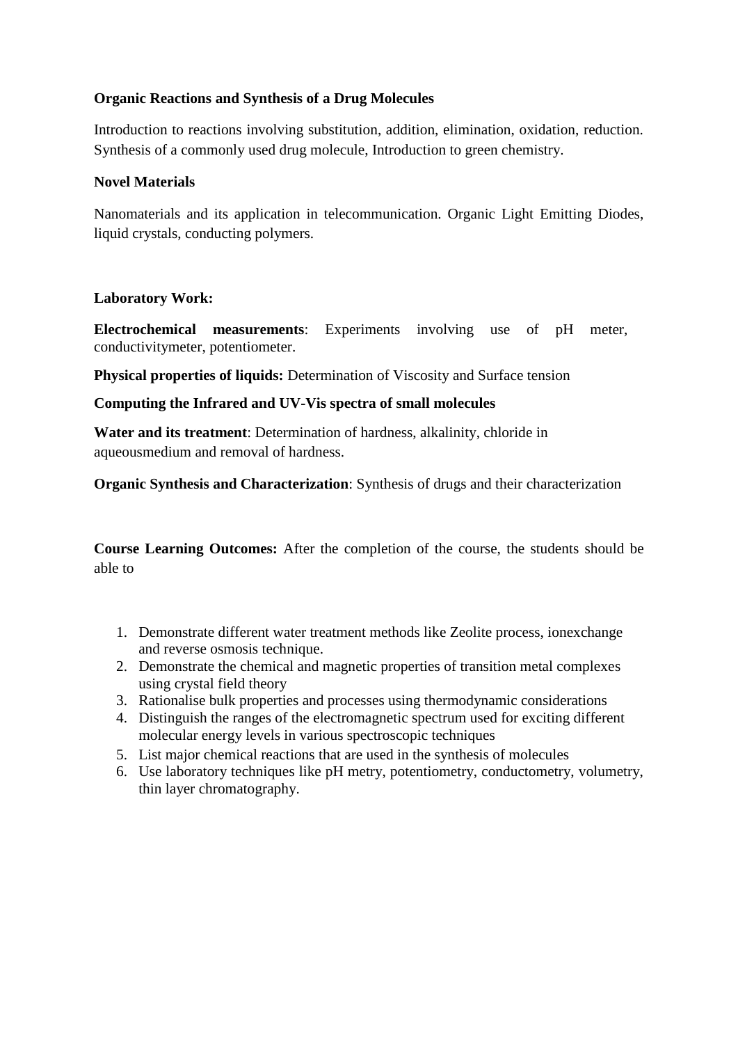**Organic Reactions and Synthesis of a Drug Molecules**

Introduction to reactions involving substitution, addition, elimination, oxidation, reduction. Synthesis of a commonly used drug molecule, Introduction to green chemistry.

**Novel Materials**

Nanomaterials and its application in telecommunication. Organic Light Emitting Diodes, liquid crystals, conducting polymers.

**Laboratory Work:**

**Electrochemical measurements**: Experiments involving use of pH meter, conductivitymeter, potentiometer.

**Physical properties of liquids:** Determination of Viscosity and Surface tension

**Computing the Infrared and UV-Vis spectra of small molecules**

**Water and its treatment**: Determination of hardness, alkalinity, chloride in aqueousmedium and removal of hardness.

**Organic Synthesis and Characterization**: Synthesis of drugs and their characterization

**Course Learning Outcomes:** After the completion of the course, the students should be able to

1. Demonstrate different water treatment methods like Zeolite process, ionexchange and reverse osmosis technique.
2. Demonstrate the chemical and magnetic properties of transition metal complexes using crystal field theory
3. Rationalise bulk properties and processes using thermodynamic considerations
4. Distinguish the ranges of the electromagnetic spectrum used for exciting different molecular energy levels in various spectroscopic techniques
5. List major chemical reactions that are used in the synthesis of molecules
6. Use laboratory techniques like pH metry, potentiometry, conductometry, volumetry, thin layer chromatography.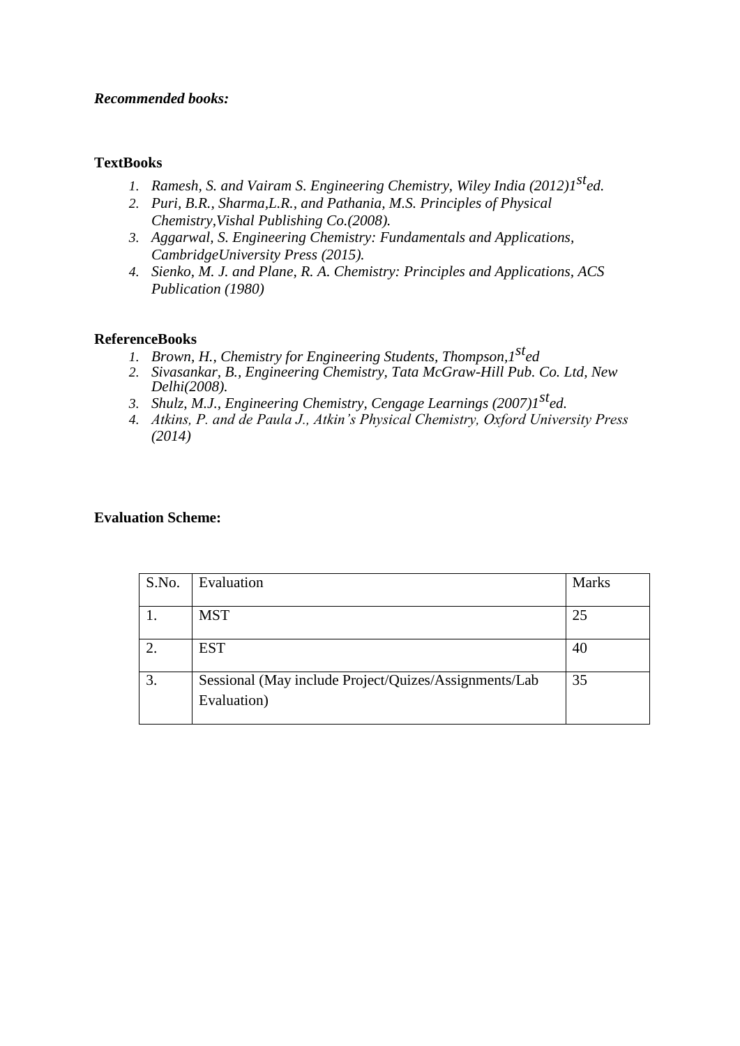***Recommended books:***

**TextBooks**

1. *Ramesh, S. and Vairam S. Engineering Chemistry, Wiley India (2012)1$^{st}$ed.*
2. *Puri, B.R., Sharma,L.R., and Pathania, M.S. Principles of Physical Chemistry,Vishal Publishing Co.(2008).*
3. *Aggarwal, S. Engineering Chemistry: Fundamentals and Applications, CambridgeUniversity Press (2015).*
4. *Sienko, M. J. and Plane, R. A. Chemistry: Principles and Applications, ACS Publication (1980)*

**ReferenceBooks**

1. *Brown, H., Chemistry for Engineering Students, Thompson,1$^{st}$ed*
2. *Sivasankar, B., Engineering Chemistry, Tata McGraw-Hill Pub. Co. Ltd, New Delhi(2008).*
3. *Shulz, M.J., Engineering Chemistry, Cengage Learnings (2007)1$^{st}$ed.*
4. *Atkins, P. and de Paula J., Atkin's Physical Chemistry, Oxford University Press (2014)*

**Evaluation Scheme:**

| S.No. | Evaluation | Marks |
|---|---|---|
| 1. | MST | 25 |
| 2. | EST | 40 |
| 3. | Sessional (May include Project/Quizes/Assignments/Lab Evaluation) | 35 |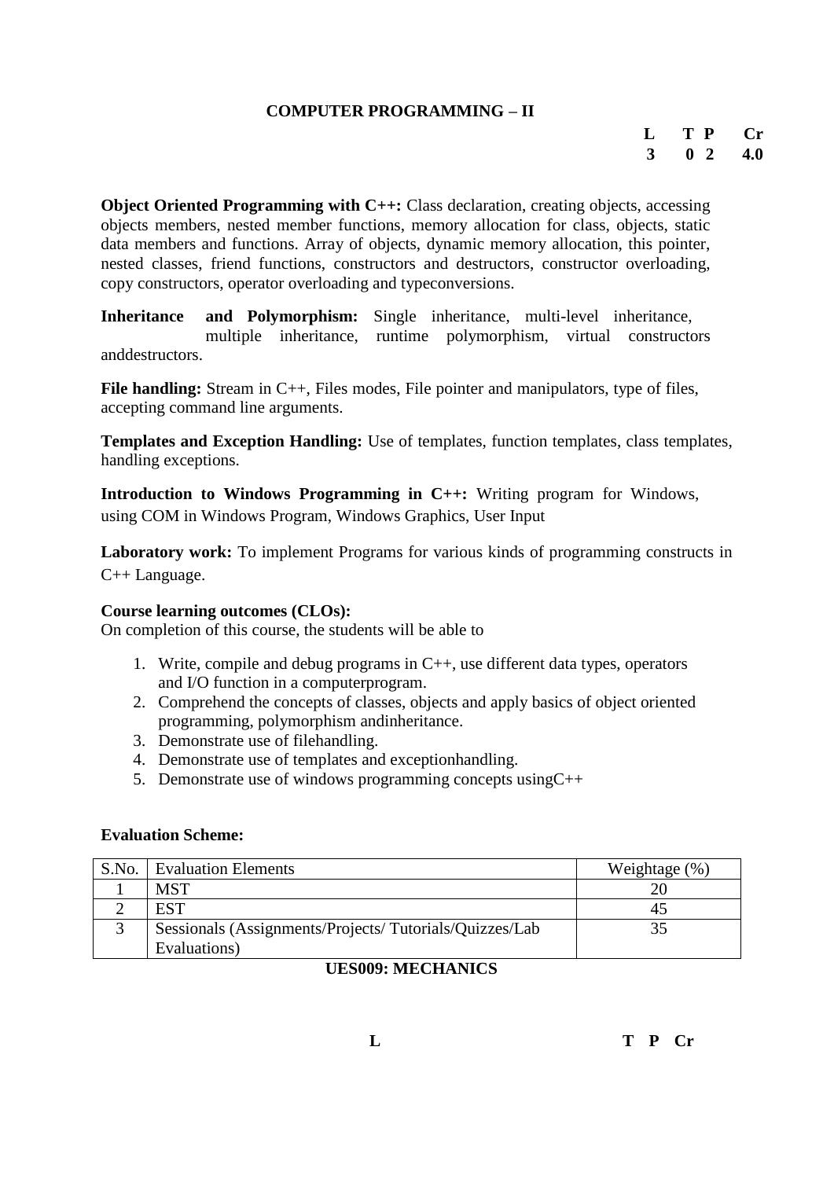## COMPUTER PROGRAMMING – II

| L | T | P | Cr |
|---|---|---|---|
| 3 | 0 | 2 | 4.0 |

**Object Oriented Programming with C++:** Class declaration, creating objects, accessing objects members, nested member functions, memory allocation for class, objects, static data members and functions. Array of objects, dynamic memory allocation, this pointer, nested classes, friend functions, constructors and destructors, constructor overloading, copy constructors, operator overloading and typeconversions.

**Inheritance and Polymorphism:** Single inheritance, multi-level inheritance, multiple inheritance, runtime polymorphism, virtual constructors anddestructors.

**File handling:** Stream in C++, Files modes, File pointer and manipulators, type of files, accepting command line arguments.

**Templates and Exception Handling:** Use of templates, function templates, class templates, handling exceptions.

**Introduction to Windows Programming in C++:** Writing program for Windows, using COM in Windows Program, Windows Graphics, User Input

**Laboratory work:** To implement Programs for various kinds of programming constructs in C++ Language.

**Course learning outcomes (CLOs):**
On completion of this course, the students will be able to

1. Write, compile and debug programs in C++, use different data types, operators and I/O function in a computerprogram.
2. Comprehend the concepts of classes, objects and apply basics of object oriented programming, polymorphism andinheritance.
3. Demonstrate use of filehandling.
4. Demonstrate use of templates and exceptionhandling.
5. Demonstrate use of windows programming concepts usingC++

**Evaluation Scheme:**

| S.No. | Evaluation Elements | Weightage (%) |
|---|---|---|
| 1 | MST | 20 |
| 2 | EST | 45 |
| 3 | Sessionals (Assignments/Projects/ Tutorials/Quizzes/Lab Evaluations) | 35 |

## UES009: MECHANICS

| L | T | P | Cr |
|---|---|---|---|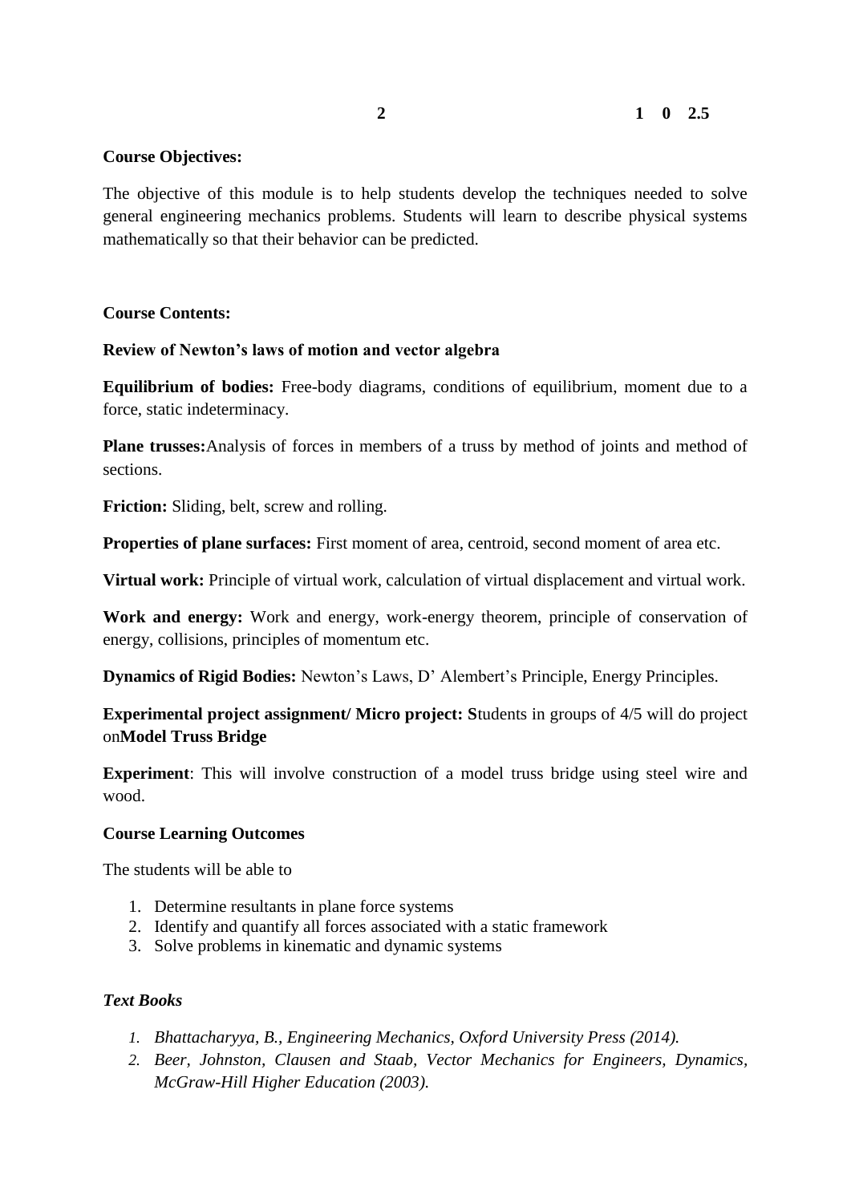| 2 | | 1 | 0 | 2.5 |
|---|---|---|---|---|

**Course Objectives:**

The objective of this module is to help students develop the techniques needed to solve general engineering mechanics problems. Students will learn to describe physical systems mathematically so that their behavior can be predicted.

**Course Contents:**

**Review of Newton's laws of motion and vector algebra**

**Equilibrium of bodies:** Free-body diagrams, conditions of equilibrium, moment due to a force, static indeterminacy.

**Plane trusses:**Analysis of forces in members of a truss by method of joints and method of sections.

**Friction:** Sliding, belt, screw and rolling.

**Properties of plane surfaces:** First moment of area, centroid, second moment of area etc.

**Virtual work:** Principle of virtual work, calculation of virtual displacement and virtual work.

**Work and energy:** Work and energy, work-energy theorem, principle of conservation of energy, collisions, principles of momentum etc.

**Dynamics of Rigid Bodies:** Newton's Laws, D' Alembert's Principle, Energy Principles.

**Experimental project assignment/ Micro project: S**tudents in groups of 4/5 will do project on**Model Truss Bridge**

**Experiment**: This will involve construction of a model truss bridge using steel wire and wood.

**Course Learning Outcomes**

The students will be able to

1. Determine resultants in plane force systems
2. Identify and quantify all forces associated with a static framework
3. Solve problems in kinematic and dynamic systems

***Text Books***

1. *Bhattacharyya, B., Engineering Mechanics, Oxford University Press (2014).*
2. *Beer, Johnston, Clausen and Staab, Vector Mechanics for Engineers, Dynamics, McGraw-Hill Higher Education (2003).*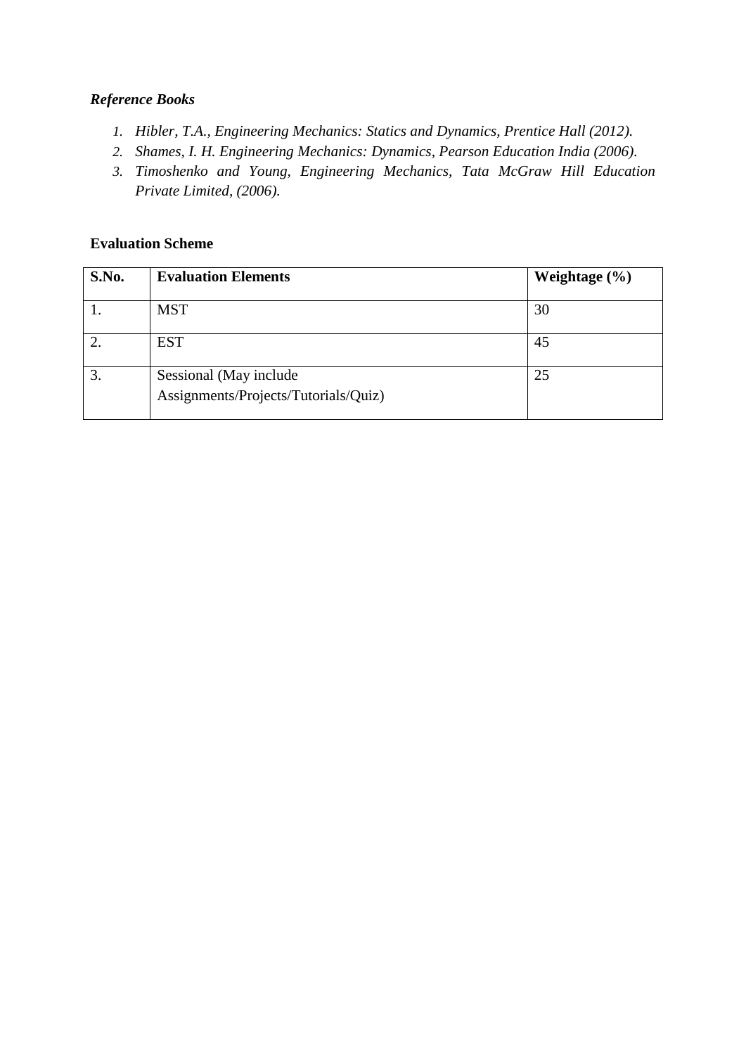***Reference Books***

1. *Hibler, T.A., Engineering Mechanics: Statics and Dynamics, Prentice Hall (2012).*
2. *Shames, I. H. Engineering Mechanics: Dynamics, Pearson Education India (2006).*
3. *Timoshenko and Young, Engineering Mechanics, Tata McGraw Hill Education Private Limited, (2006).*

**Evaluation Scheme**

| **S.No.** | **Evaluation Elements** | **Weightage (%)** |
|---|---|---|
| 1. | MST | 30 |
| 2. | EST | 45 |
| 3. | Sessional (May include Assignments/Projects/Tutorials/Quiz) | 25 |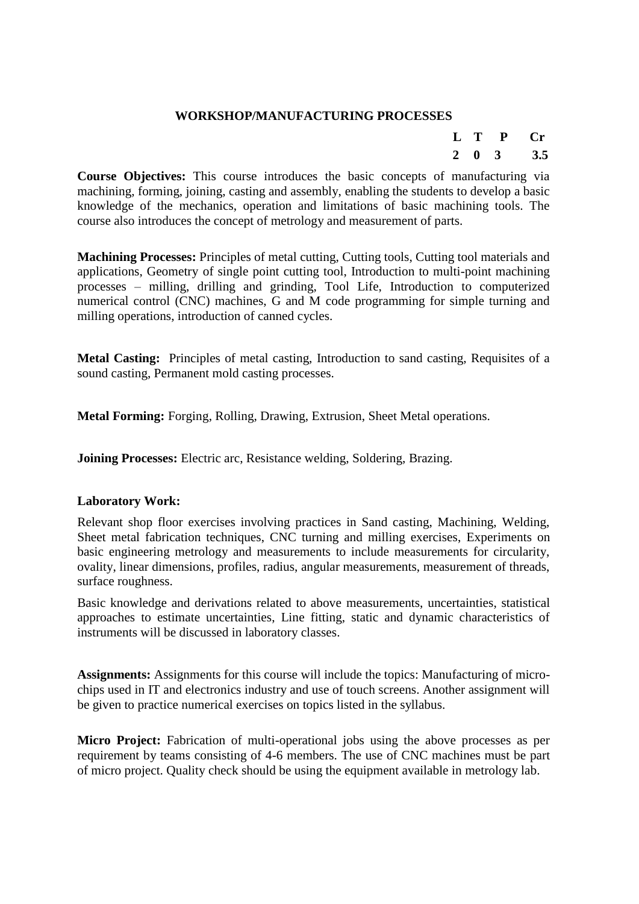## WORKSHOP/MANUFACTURING PROCESSES

| L | T | P | Cr |
|---|---|---|---|
| 2 | 0 | 3 | 3.5 |

**Course Objectives:** This course introduces the basic concepts of manufacturing via machining, forming, joining, casting and assembly, enabling the students to develop a basic knowledge of the mechanics, operation and limitations of basic machining tools. The course also introduces the concept of metrology and measurement of parts.

**Machining Processes:** Principles of metal cutting, Cutting tools, Cutting tool materials and applications, Geometry of single point cutting tool, Introduction to multi-point machining processes – milling, drilling and grinding, Tool Life, Introduction to computerized numerical control (CNC) machines, G and M code programming for simple turning and milling operations, introduction of canned cycles.

**Metal Casting:** Principles of metal casting, Introduction to sand casting, Requisites of a sound casting, Permanent mold casting processes.

**Metal Forming:** Forging, Rolling, Drawing, Extrusion, Sheet Metal operations.

**Joining Processes:** Electric arc, Resistance welding, Soldering, Brazing.

**Laboratory Work:**

Relevant shop floor exercises involving practices in Sand casting, Machining, Welding, Sheet metal fabrication techniques, CNC turning and milling exercises, Experiments on basic engineering metrology and measurements to include measurements for circularity, ovality, linear dimensions, profiles, radius, angular measurements, measurement of threads, surface roughness.

Basic knowledge and derivations related to above measurements, uncertainties, statistical approaches to estimate uncertainties, Line fitting, static and dynamic characteristics of instruments will be discussed in laboratory classes.

**Assignments:** Assignments for this course will include the topics: Manufacturing of micro-chips used in IT and electronics industry and use of touch screens. Another assignment will be given to practice numerical exercises on topics listed in the syllabus.

**Micro Project:** Fabrication of multi-operational jobs using the above processes as per requirement by teams consisting of 4-6 members. The use of CNC machines must be part of micro project. Quality check should be using the equipment available in metrology lab.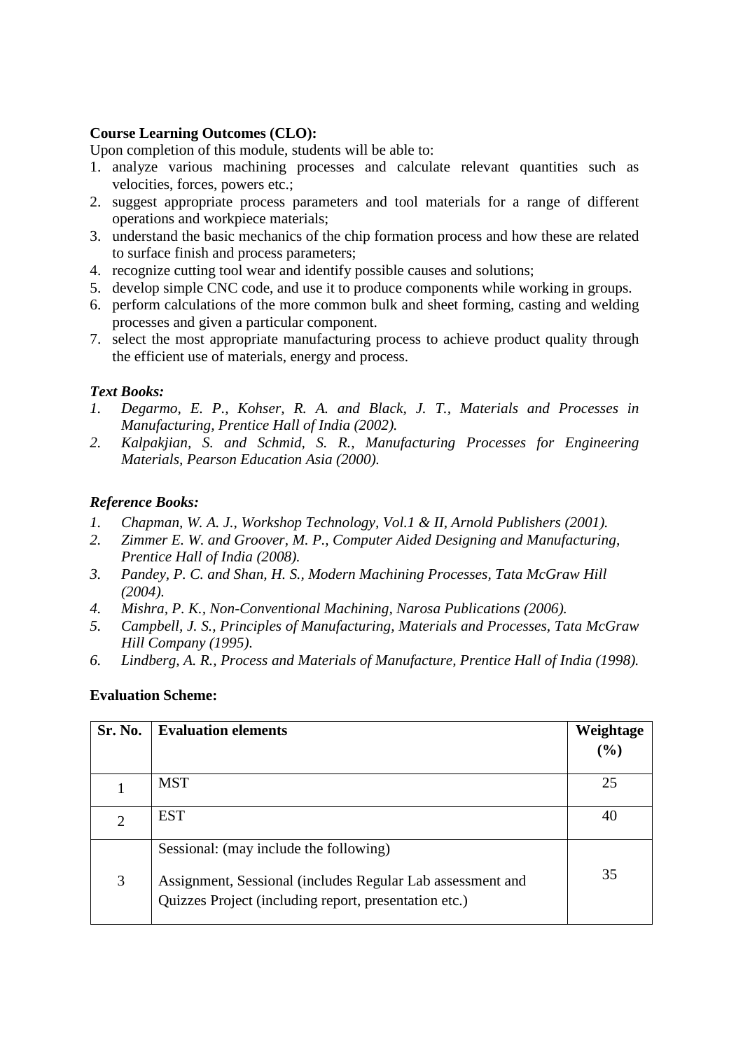**Course Learning Outcomes (CLO):**

Upon completion of this module, students will be able to:

1. analyze various machining processes and calculate relevant quantities such as velocities, forces, powers etc.;
2. suggest appropriate process parameters and tool materials for a range of different operations and workpiece materials;
3. understand the basic mechanics of the chip formation process and how these are related to surface finish and process parameters;
4. recognize cutting tool wear and identify possible causes and solutions;
5. develop simple CNC code, and use it to produce components while working in groups.
6. perform calculations of the more common bulk and sheet forming, casting and welding processes and given a particular component.
7. select the most appropriate manufacturing process to achieve product quality through the efficient use of materials, energy and process.

***Text Books:***

1. *Degarmo, E. P., Kohser, R. A. and Black, J. T., Materials and Processes in Manufacturing, Prentice Hall of India (2002).*
2. *Kalpakjian, S. and Schmid, S. R., Manufacturing Processes for Engineering Materials, Pearson Education Asia (2000).*

***Reference Books:***

1. *Chapman, W. A. J., Workshop Technology, Vol.1 & II, Arnold Publishers (2001).*
2. *Zimmer E. W. and Groover, M. P., Computer Aided Designing and Manufacturing, Prentice Hall of India (2008).*
3. *Pandey, P. C. and Shan, H. S., Modern Machining Processes, Tata McGraw Hill (2004).*
4. *Mishra, P. K., Non-Conventional Machining, Narosa Publications (2006).*
5. *Campbell, J. S., Principles of Manufacturing, Materials and Processes, Tata McGraw Hill Company (1995).*
6. *Lindberg, A. R., Process and Materials of Manufacture, Prentice Hall of India (1998).*

**Evaluation Scheme:**

| Sr. No. | Evaluation elements | Weightage (%) |
|---|---|---|
| 1 | MST | 25 |
| 2 | EST | 40 |
| 3 | Sessional: (may include the following)<br><br>Assignment, Sessional (includes Regular Lab assessment and Quizzes Project (including report, presentation etc.) | 35 |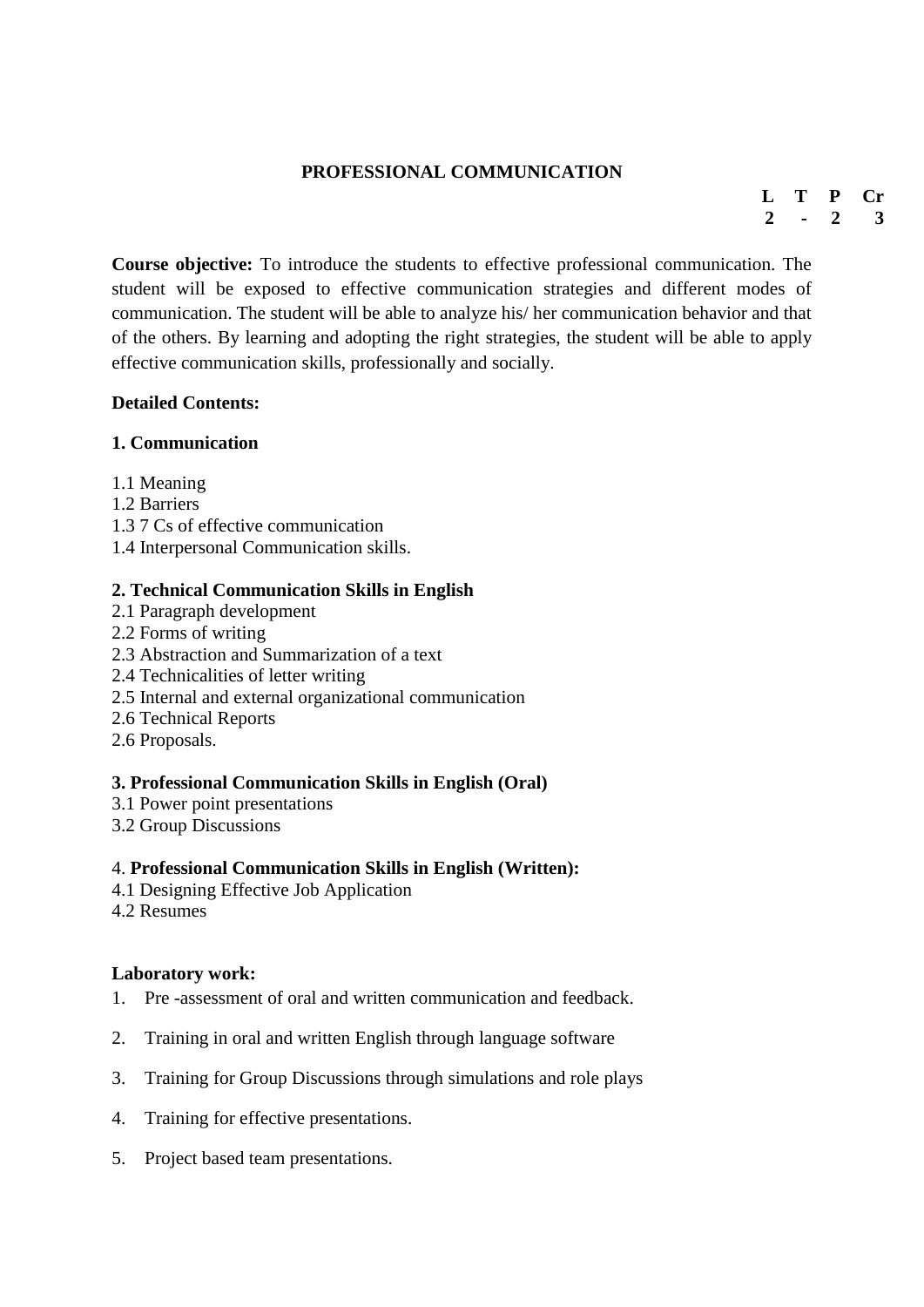# PROFESSIONAL COMMUNICATION

| L | T | P | Cr |
|---|---|---|---|
| 2 | - | 2 | 3 |

**Course objective:** To introduce the students to effective professional communication. The student will be exposed to effective communication strategies and different modes of communication. The student will be able to analyze his/ her communication behavior and that of the others. By learning and adopting the right strategies, the student will be able to apply effective communication skills, professionally and socially.

**Detailed Contents:**

**1. Communication**

1.1 Meaning
1.2 Barriers
1.3 7 Cs of effective communication
1.4 Interpersonal Communication skills.

**2. Technical Communication Skills in English**

2.1 Paragraph development
2.2 Forms of writing
2.3 Abstraction and Summarization of a text
2.4 Technicalities of letter writing
2.5 Internal and external organizational communication
2.6 Technical Reports
2.6 Proposals.

**3. Professional Communication Skills in English (Oral)**

3.1 Power point presentations
3.2 Group Discussions

4. **Professional Communication Skills in English (Written):**

4.1 Designing Effective Job Application
4.2 Resumes

**Laboratory work:**

1. Pre -assessment of oral and written communication and feedback.
2. Training in oral and written English through language software
3. Training for Group Discussions through simulations and role plays
4. Training for effective presentations.
5. Project based team presentations.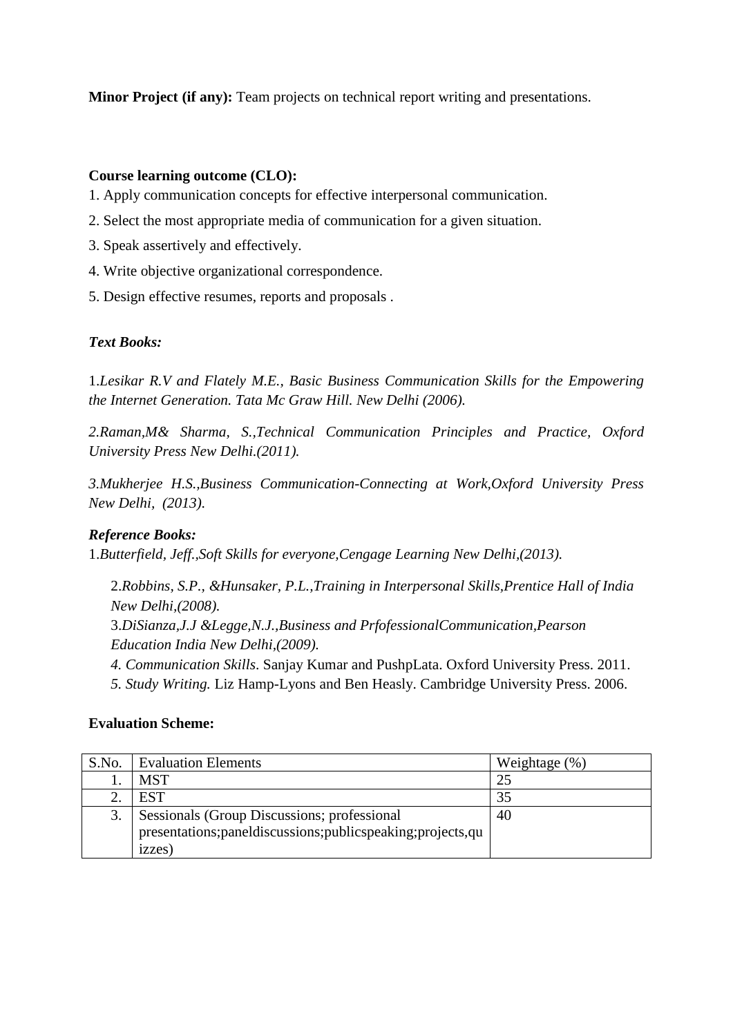**Minor Project (if any):** Team projects on technical report writing and presentations.

**Course learning outcome (CLO):**

1. Apply communication concepts for effective interpersonal communication.
2. Select the most appropriate media of communication for a given situation.
3. Speak assertively and effectively.
4. Write objective organizational correspondence.
5. Design effective resumes, reports and proposals .

***Text Books:***

1.*Lesikar R.V and Flately M.E., Basic Business Communication Skills for the Empowering the Internet Generation. Tata Mc Graw Hill. New Delhi (2006).*

*2.Raman,M& Sharma, S.,Technical Communication Principles and Practice, Oxford University Press New Delhi.(2011).*

*3.Mukherjee H.S.,Business Communication-Connecting at Work,Oxford University Press New Delhi, (2013).*

***Reference Books:***

1.*Butterfield, Jeff.,Soft Skills for everyone,Cengage Learning New Delhi,(2013).*

2.*Robbins, S.P., &Hunsaker, P.L.,Training in Interpersonal Skills,Prentice Hall of India New Delhi,(2008).*

3.*DiSianza,J.J &Legge,N.J.,Business and PrfofessionalCommunication,Pearson Education India New Delhi,(2009).*

*4. Communication Skills*. Sanjay Kumar and PushpLata. Oxford University Press. 2011.

*5. Study Writing.* Liz Hamp-Lyons and Ben Heasly. Cambridge University Press. 2006.

**Evaluation Scheme:**

| S.No. | Evaluation Elements | Weightage (%) |
|---|---|---|
| 1. | MST | 25 |
| 2. | EST | 35 |
| 3. | Sessionals (Group Discussions; professional presentations;paneldiscussions;publicspeaking;projects,quizzes) | 40 |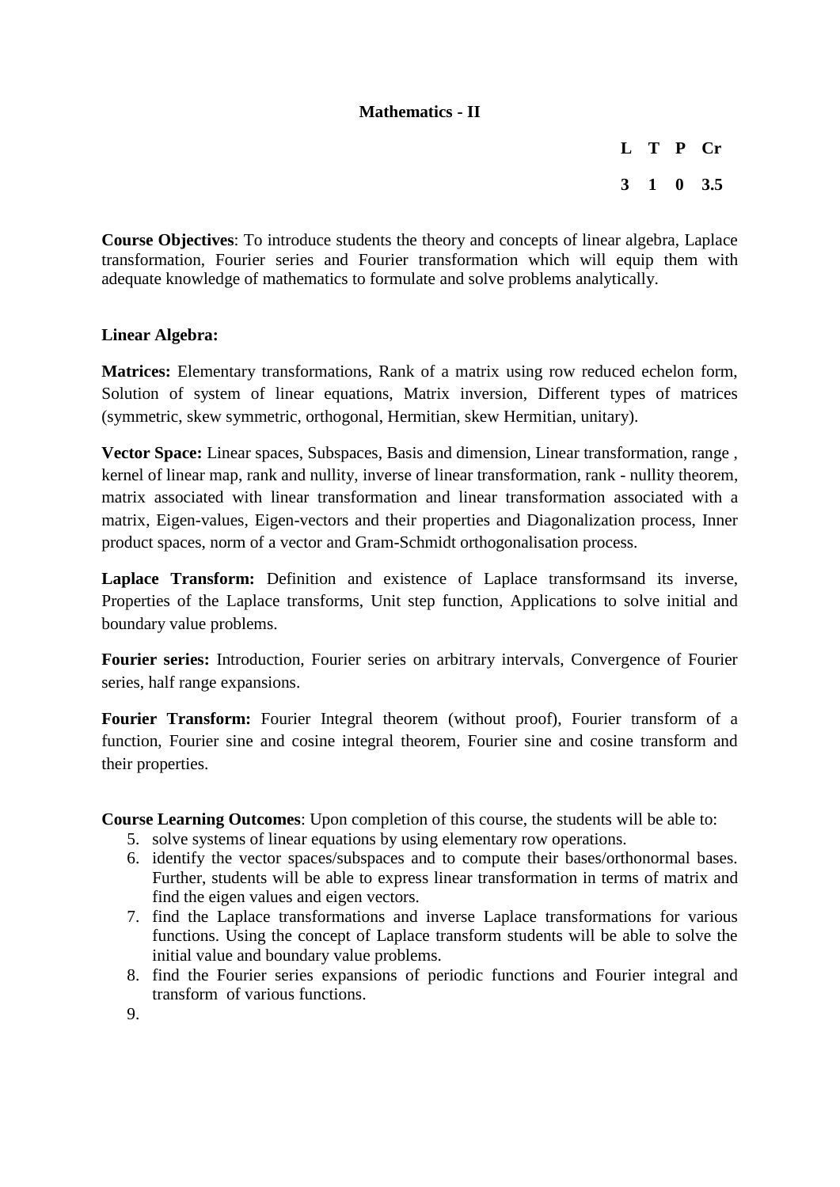# Mathematics - II

| L | T | P | Cr |
|---|---|---|---|
| 3 | 1 | 0 | 3.5 |

**Course Objectives**: To introduce students the theory and concepts of linear algebra, Laplace transformation, Fourier series and Fourier transformation which will equip them with adequate knowledge of mathematics to formulate and solve problems analytically.

**Linear Algebra:**

**Matrices:** Elementary transformations, Rank of a matrix using row reduced echelon form, Solution of system of linear equations, Matrix inversion, Different types of matrices (symmetric, skew symmetric, orthogonal, Hermitian, skew Hermitian, unitary).

**Vector Space:** Linear spaces, Subspaces, Basis and dimension, Linear transformation, range , kernel of linear map, rank and nullity, inverse of linear transformation, rank - nullity theorem, matrix associated with linear transformation and linear transformation associated with a matrix, Eigen-values, Eigen-vectors and their properties and Diagonalization process, Inner product spaces, norm of a vector and Gram-Schmidt orthogonalisation process.

**Laplace Transform:** Definition and existence of Laplace transformsand its inverse, Properties of the Laplace transforms, Unit step function, Applications to solve initial and boundary value problems.

**Fourier series:** Introduction, Fourier series on arbitrary intervals, Convergence of Fourier series, half range expansions.

**Fourier Transform:** Fourier Integral theorem (without proof), Fourier transform of a function, Fourier sine and cosine integral theorem, Fourier sine and cosine transform and their properties.

**Course Learning Outcomes**: Upon completion of this course, the students will be able to:

5. solve systems of linear equations by using elementary row operations.
6. identify the vector spaces/subspaces and to compute their bases/orthonormal bases. Further, students will be able to express linear transformation in terms of matrix and find the eigen values and eigen vectors.
7. find the Laplace transformations and inverse Laplace transformations for various functions. Using the concept of Laplace transform students will be able to solve the initial value and boundary value problems.
8. find the Fourier series expansions of periodic functions and Fourier integral and transform of various functions.
9.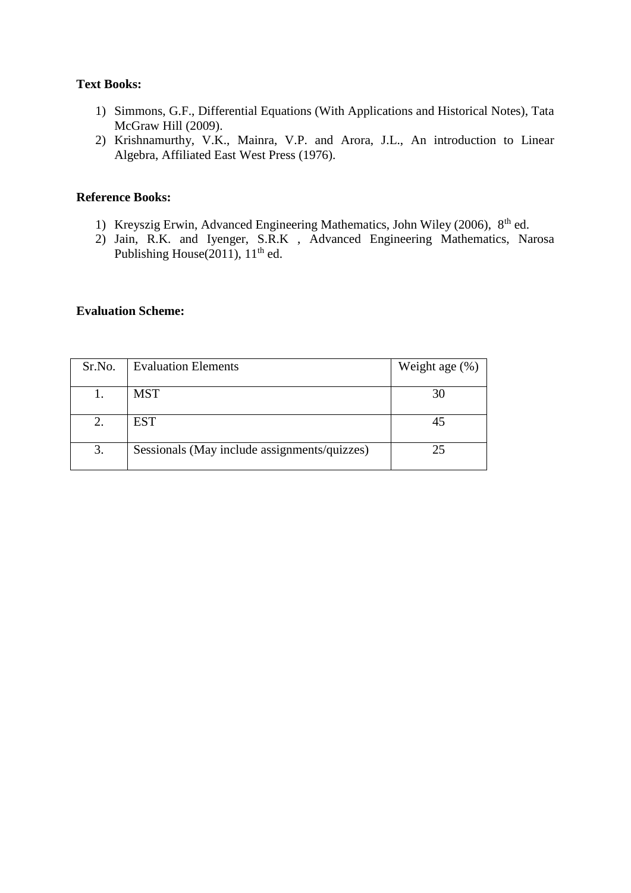**Text Books:**

1) Simmons, G.F., Differential Equations (With Applications and Historical Notes), Tata McGraw Hill (2009).
2) Krishnamurthy, V.K., Mainra, V.P. and Arora, J.L., An introduction to Linear Algebra, Affiliated East West Press (1976).

**Reference Books:**

1) Kreyszig Erwin, Advanced Engineering Mathematics, John Wiley (2006), 8th ed.
2) Jain, R.K. and Iyenger, S.R.K , Advanced Engineering Mathematics, Narosa Publishing House(2011), 11th ed.

**Evaluation Scheme:**

| Sr.No. | Evaluation Elements | Weight age (%) |
|---|---|---|
| 1. | MST | 30 |
| 2. | EST | 45 |
| 3. | Sessionals (May include assignments/quizzes) | 25 |